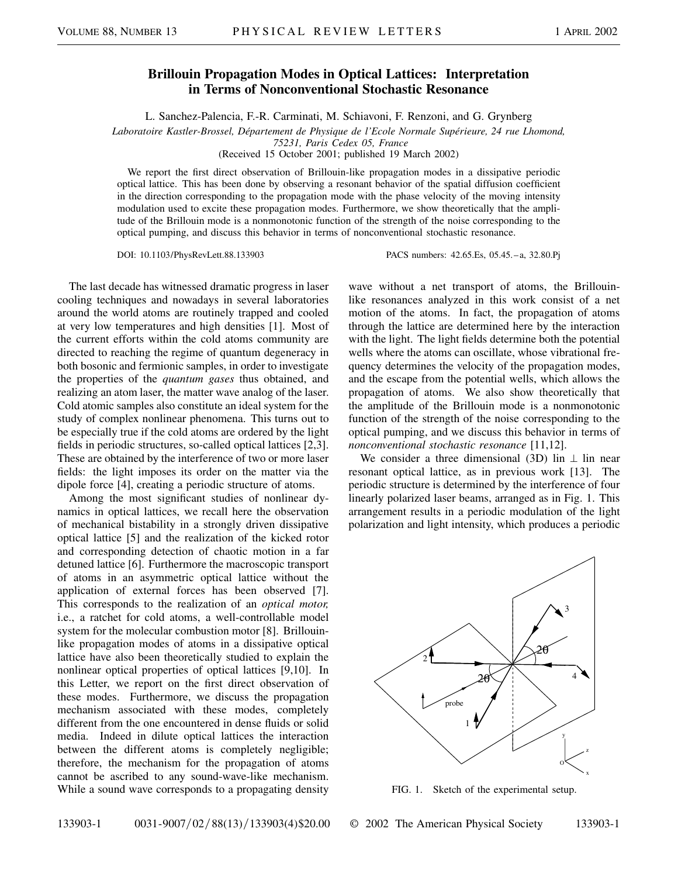# Brillouin Propagation Modes in Optical Lattices: Interpretation in Terms of Nonconventional Stochastic Resonance

L. Sanchez-Palencia, F.-R. Carminati, M. Schiavoni, F. Renzoni, and G. Grynberg

*Laboratoire Kastler-Brossel, Département de Physique de l'Ecole Normale Supérieure, 24 rue Lhomond, 75231, Paris Cedex 05, France*

(Received 15 October 2001; published 19 March 2002)

We report the first direct observation of Brillouin-like propagation modes in a dissipative periodic optical lattice. This has been done by observing a resonant behavior of the spatial diffusion coefficient in the direction corresponding to the propagation mode with the phase velocity of the moving intensity modulation used to excite these propagation modes. Furthermore, we show theoretically that the amplitude of the Brillouin mode is a nonmonotonic function of the strength of the noise corresponding to the optical pumping, and discuss this behavior in terms of nonconventional stochastic resonance.

DOI: 10.1103/PhysRevLett.88.133903 PACS numbers: 42.65.Es, 05.45.–a, 32.80.Pj

The last decade has witnessed dramatic progress in laser cooling techniques and nowadays in several laboratories around the world atoms are routinely trapped and cooled at very low temperatures and high densities [1]. Most of the current efforts within the cold atoms community are directed to reaching the regime of quantum degeneracy in both bosonic and fermionic samples, in order to investigate the properties of the *quantum gases* thus obtained, and realizing an atom laser, the matter wave analog of the laser. Cold atomic samples also constitute an ideal system for the study of complex nonlinear phenomena. This turns out to be especially true if the cold atoms are ordered by the light fields in periodic structures, so-called optical lattices [2,3]. These are obtained by the interference of two or more laser fields: the light imposes its order on the matter via the dipole force [4], creating a periodic structure of atoms.

Among the most significant studies of nonlinear dynamics in optical lattices, we recall here the observation of mechanical bistability in a strongly driven dissipative optical lattice [5] and the realization of the kicked rotor and corresponding detection of chaotic motion in a far detuned lattice [6]. Furthermore the macroscopic transport of atoms in an asymmetric optical lattice without the application of external forces has been observed [7]. This corresponds to the realization of an *optical motor,* i.e., a ratchet for cold atoms, a well-controllable model system for the molecular combustion motor [8]. Brillouin-like propagation modes of atoms in a dissipative optical lattice have also been theoretically studied to explain the nonlinear optical properties of optical lattices [9,10]. In this Letter, we report on the first direct observation of these modes. Furthermore, we discuss the propagation mechanism associated with these modes, completely different from the one encountered in dense fluids or solid media. Indeed in dilute optical lattices the interaction between the different atoms is completely negligible; therefore, the mechanism for the propagation of atoms cannot be ascribed to any sound-wave-like mechanism. While a sound wave corresponds to a propagating density wave without a net transport of atoms, the Brillouin-like resonances analyzed in this work consist of a net motion of the atoms. In fact, the propagation of atoms through the lattice are determined here by the interaction with the light. The light fields determine both the potential wells where the atoms can oscillate, whose vibrational frequency determines the velocity of the propagation modes, and the escape from the potential wells, which allows the propagation of atoms. We also show theoretically that the amplitude of the Brillouin mode is a nonmonotonic function of the strength of the noise corresponding to the optical pumping, and we discuss this behavior in terms of *nonconventional stochastic resonance* [11,12].

We consider a three dimensional (3D) lin ⊥ lin near resonant optical lattice, as in previous work [13]. The periodic structure is determined by the interference of four linearly polarized laser beams, arranged as in Fig. 1. This arrangement results in a periodic modulation of the light polarization and light intensity, which produces a periodic

FIG. 1. Sketch of the experimental setup.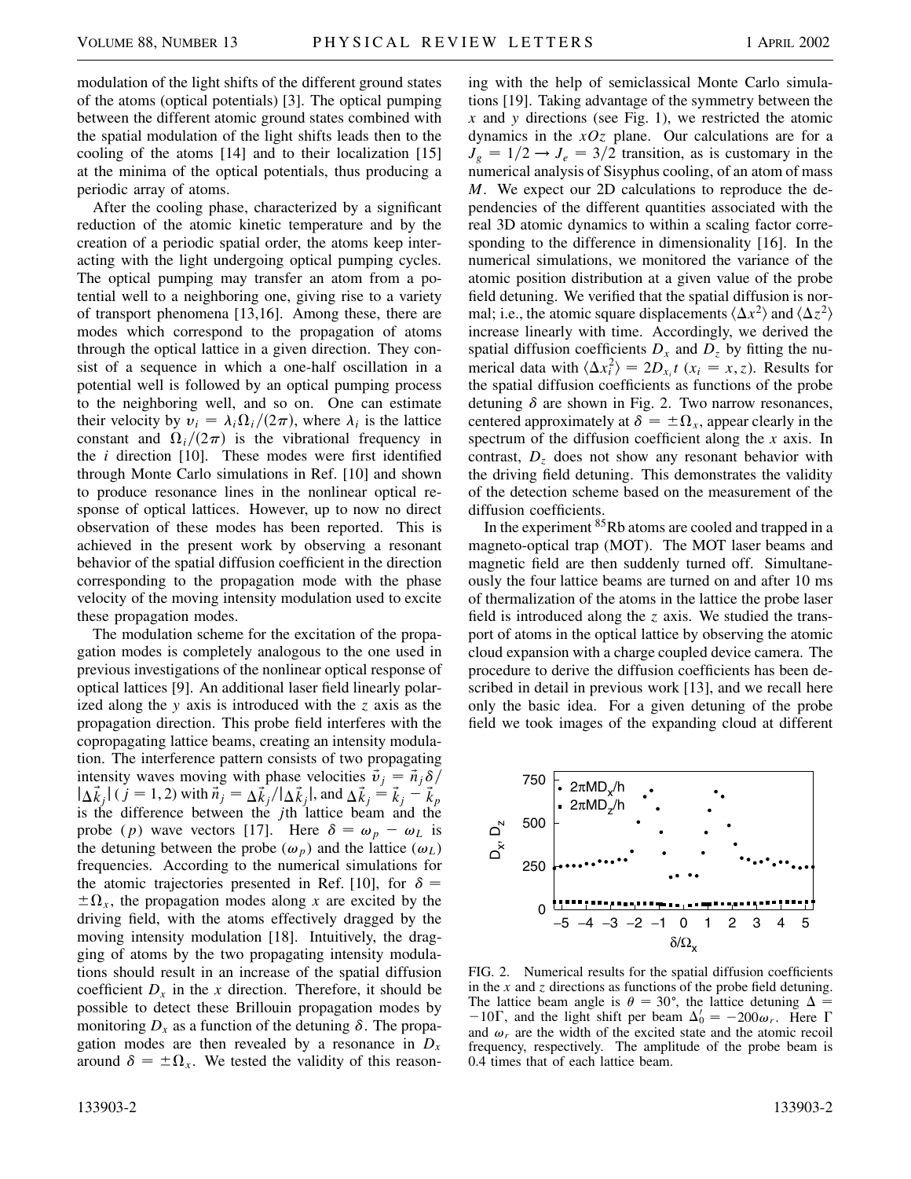modulation of the light shifts of the different ground states of the atoms (optical potentials) [3]. The optical pumping between the different atomic ground states combined with the spatial modulation of the light shifts leads then to the cooling of the atoms [14] and to their localization [15] at the minima of the optical potentials, thus producing a periodic array of atoms.

After the cooling phase, characterized by a significant reduction of the atomic kinetic temperature and by the creation of a periodic spatial order, the atoms keep interacting with the light undergoing optical pumping cycles. The optical pumping may transfer an atom from a potential well to a neighboring one, giving rise to a variety of transport phenomena [13,16]. Among these, there are modes which correspond to the propagation of atoms through the optical lattice in a given direction. They consist of a sequence in which a one-half oscillation in a potential well is followed by an optical pumping process to the neighboring well, and so on. One can estimate their velocity by $v_i = \lambda_i \Omega_i/(2\pi)$, where $\lambda_i$ is the lattice constant and $\Omega_i/(2\pi)$ is the vibrational frequency in the $i$ direction [10]. These modes were first identified through Monte Carlo simulations in Ref. [10] and shown to produce resonance lines in the nonlinear optical response of optical lattices. However, up to now no direct observation of these modes has been reported. This is achieved in the present work by observing a resonant behavior of the spatial diffusion coefficient in the direction corresponding to the propagation mode with the phase velocity of the moving intensity modulation used to excite these propagation modes.

The modulation scheme for the excitation of the propagation modes is completely analogous to the one used in previous investigations of the nonlinear optical response of optical lattices [9]. An additional laser field linearly polarized along the $y$ axis is introduced with the $z$ axis as the propagation direction. This probe field interferes with the copropagating lattice beams, creating an intensity modulation. The interference pattern consists of two propagating intensity waves moving with phase velocities $\vec{v}_j = \vec{n}_j \delta / |\Delta\vec{k}_j|$ ($j = 1, 2$) with $\vec{n}_j = \Delta\vec{k}_j/|\Delta\vec{k}_j|$, and $\Delta\vec{k}_j = \vec{k}_j - \vec{k}_p$ is the difference between the $j$th lattice beam and the probe ($p$) wave vectors [17]. Here $\delta = \omega_p - \omega_L$ is the detuning between the probe ($\omega_p$) and the lattice ($\omega_L$) frequencies. According to the numerical simulations for the atomic trajectories presented in Ref. [10], for $\delta = \pm\Omega_x$, the propagation modes along $x$ are excited by the driving field, with the atoms effectively dragged by the moving intensity modulation [18]. Intuitively, the dragging of atoms by the two propagating intensity modulations should result in an increase of the spatial diffusion coefficient $D_x$ in the $x$ direction. Therefore, it should be possible to detect these Brillouin propagation modes by monitoring $D_x$ as a function of the detuning $\delta$. The propagation modes are then revealed by a resonance in $D_x$ around $\delta = \pm\Omega_x$. We tested the validity of this reasoning with the help of semiclassical Monte Carlo simulations [19]. Taking advantage of the symmetry between the $x$ and $y$ directions (see Fig. 1), we restricted the atomic dynamics in the $xOz$ plane. Our calculations are for a $J_g = 1/2 \to J_e = 3/2$ transition, as is customary in the numerical analysis of Sisyphus cooling, of an atom of mass $M$. We expect our 2D calculations to reproduce the dependencies of the different quantities associated with the real 3D atomic dynamics to within a scaling factor corresponding to the difference in dimensionality [16]. In the numerical simulations, we monitored the variance of the atomic position distribution at a given value of the probe field detuning. We verified that the spatial diffusion is normal; i.e., the atomic square displacements $\langle \Delta x^2 \rangle$ and $\langle \Delta z^2 \rangle$ increase linearly with time. Accordingly, we derived the spatial diffusion coefficients $D_x$ and $D_z$ by fitting the numerical data with $\langle \Delta x_i^2 \rangle = 2D_{x_i} t$ ($x_i = x, z$). Results for the spatial diffusion coefficients as functions of the probe detuning $\delta$ are shown in Fig. 2. Two narrow resonances, centered approximately at $\delta = \pm\Omega_x$, appear clearly in the spectrum of the diffusion coefficient along the $x$ axis. In contrast, $D_z$ does not show any resonant behavior with the driving field detuning. This demonstrates the validity of the detection scheme based on the measurement of the diffusion coefficients.

In the experiment $^{85}$Rb atoms are cooled and trapped in a magneto-optical trap (MOT). The MOT laser beams and magnetic field are then suddenly turned off. Simultaneously the four lattice beams are turned on and after 10 ms of thermalization of the atoms in the lattice the probe laser field is introduced along the $z$ axis. We studied the transport of atoms in the optical lattice by observing the atomic cloud expansion with a charge coupled device camera. The procedure to derive the diffusion coefficients has been described in detail in previous work [13], and we recall here only the basic idea. For a given detuning of the probe field we took images of the expanding cloud at different

FIG. 2. Numerical results for the spatial diffusion coefficients in the $x$ and $z$ directions as functions of the probe field detuning. The lattice beam angle is $\theta = 30°$, the lattice detuning $\Delta = -10\Gamma$, and the light shift per beam $\Delta_0' = -200\omega_r$. Here $\Gamma$ and $\omega_r$ are the width of the excited state and the atomic recoil frequency, respectively. The amplitude of the probe beam is 0.4 times that of each lattice beam.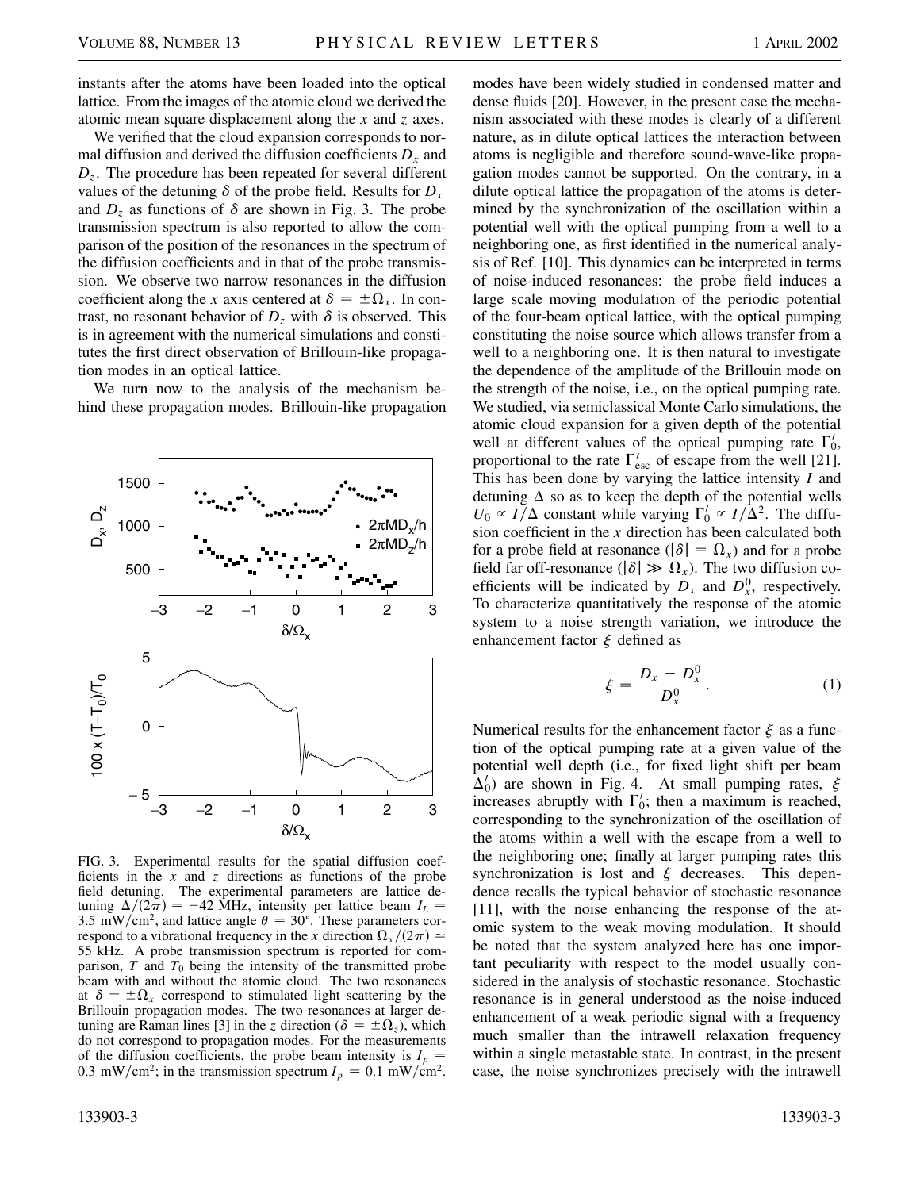instants after the atoms have been loaded into the optical lattice. From the images of the atomic cloud we derived the atomic mean square displacement along the $x$ and $z$ axes.

We verified that the cloud expansion corresponds to normal diffusion and derived the diffusion coefficients $D_x$ and $D_z$. The procedure has been repeated for several different values of the detuning $\delta$ of the probe field. Results for $D_x$ and $D_z$ as functions of $\delta$ are shown in Fig. 3. The probe transmission spectrum is also reported to allow the comparison of the position of the resonances in the spectrum of the diffusion coefficients and in that of the probe transmission. We observe two narrow resonances in the diffusion coefficient along the $x$ axis centered at $\delta = \pm\Omega_x$. In contrast, no resonant behavior of $D_z$ with $\delta$ is observed. This is in agreement with the numerical simulations and constitutes the first direct observation of Brillouin-like propagation modes in an optical lattice.

We turn now to the analysis of the mechanism behind these propagation modes. Brillouin-like propagation modes have been widely studied in condensed matter and dense fluids [20]. However, in the present case the mechanism associated with these modes is clearly of a different nature, as in dilute optical lattices the interaction between atoms is negligible and therefore sound-wave-like propagation modes cannot be supported. On the contrary, in a dilute optical lattice the propagation of the atoms is determined by the synchronization of the oscillation within a potential well with the optical pumping from a well to a neighboring one, as first identified in the numerical analysis of Ref. [10]. This dynamics can be interpreted in terms of noise-induced resonances: the probe field induces a large scale moving modulation of the periodic potential of the four-beam optical lattice, with the optical pumping constituting the noise source which allows transfer from a well to a neighboring one. It is then natural to investigate the dependence of the amplitude of the Brillouin mode on the strength of the noise, i.e., on the optical pumping rate. We studied, via semiclassical Monte Carlo simulations, the atomic cloud expansion for a given depth of the potential well at different values of the optical pumping rate $\Gamma'_0$, proportional to the rate $\Gamma'_{\rm esc}$ of escape from the well [21]. This has been done by varying the lattice intensity $I$ and detuning $\Delta$ so as to keep the depth of the potential wells $U_0 \propto I/\Delta$ constant while varying $\Gamma'_0 \propto I/\Delta^2$. The diffusion coefficient in the $x$ direction has been calculated both for a probe field at resonance ($|\delta| = \Omega_x$) and for a probe field far off-resonance ($|\delta| \gg \Omega_x$). The two diffusion coefficients will be indicated by $D_x$ and $D_x^0$, respectively. To characterize quantitatively the response of the atomic system to a noise strength variation, we introduce the enhancement factor $\xi$ defined as

$$\xi = \frac{D_x - D_x^0}{D_x^0}. \tag{1}$$

Numerical results for the enhancement factor $\xi$ as a function of the optical pumping rate at a given value of the potential well depth (i.e., for fixed light shift per beam $\Delta'_0$) are shown in Fig. 4. At small pumping rates, $\xi$ increases abruptly with $\Gamma'_0$; then a maximum is reached, corresponding to the synchronization of the oscillation of the atoms within a well with the escape from a well to the neighboring one; finally at larger pumping rates this synchronization is lost and $\xi$ decreases. This dependence recalls the typical behavior of stochastic resonance [11], with the noise enhancing the response of the atomic system to the weak moving modulation. It should be noted that the system analyzed here has one important peculiarity with respect to the model usually considered in the analysis of stochastic resonance. Stochastic resonance is in general understood as the noise-induced enhancement of a weak periodic signal with a frequency much smaller than the intrawell relaxation frequency within a single metastable state. In contrast, in the present case, the noise synchronizes precisely with the intrawell

FIG. 3. Experimental results for the spatial diffusion coefficients in the $x$ and $z$ directions as functions of the probe field detuning. The experimental parameters are lattice detuning $\Delta/(2\pi) = -42$ MHz, intensity per lattice beam $I_L = 3.5$ mW/cm$^2$, and lattice angle $\theta = 30°$. These parameters correspond to a vibrational frequency in the $x$ direction $\Omega_x/(2\pi) \simeq 55$ kHz. A probe transmission spectrum is reported for comparison, $T$ and $T_0$ being the intensity of the transmitted probe beam with and without the atomic cloud. The two resonances at $\delta = \pm\Omega_x$ correspond to stimulated light scattering by the Brillouin propagation modes. The two resonances at larger detuning are Raman lines [3] in the $z$ direction ($\delta = \pm\Omega_z$), which do not correspond to propagation modes. For the measurements of the diffusion coefficients, the probe beam intensity is $I_p = 0.3$ mW/cm$^2$; in the transmission spectrum $I_p = 0.1$ mW/cm$^2$.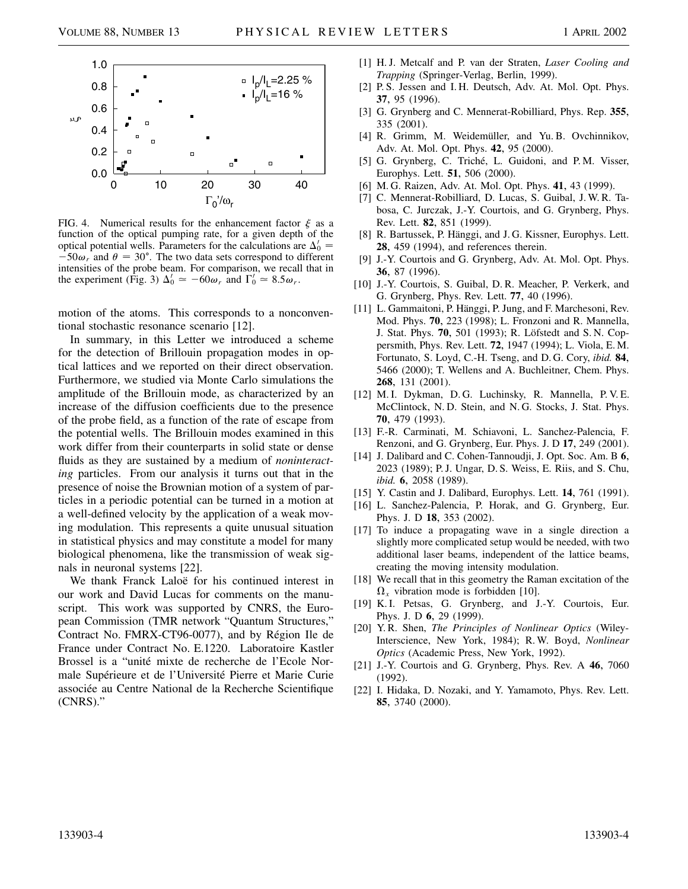1.0
0.8
0.6
$\xi$
0.4
0.2
0.0
0 10 20 30 40
$\Gamma_0'/\omega_r$
$I_p/I_L$=2.25 %
$I_p/I_L$=16 %

FIG. 4. Numerical results for the enhancement factor $\xi$ as a function of the optical pumping rate, for a given depth of the optical potential wells. Parameters for the calculations are $\Delta_0' = -50\omega_r$ and $\theta = 30°$. The two data sets correspond to different intensities of the probe beam. For comparison, we recall that in the experiment (Fig. 3) $\Delta_0' \simeq -60\omega_r$ and $\Gamma_0' \simeq 8.5\omega_r$.

motion of the atoms. This corresponds to a nonconventional stochastic resonance scenario [12].

In summary, in this Letter we introduced a scheme for the detection of Brillouin propagation modes in optical lattices and we reported on their direct observation. Furthermore, we studied via Monte Carlo simulations the amplitude of the Brillouin mode, as characterized by an increase of the diffusion coefficients due to the presence of the probe field, as a function of the rate of escape from the potential wells. The Brillouin modes examined in this work differ from their counterparts in solid state or dense fluids as they are sustained by a medium of *noninteracting* particles. From our analysis it turns out that in the presence of noise the Brownian motion of a system of particles in a periodic potential can be turned in a motion at a well-defined velocity by the application of a weak moving modulation. This represents a quite unusual situation in statistical physics and may constitute a model for many biological phenomena, like the transmission of weak signals in neuronal systems [22].

We thank Franck Laloë for his continued interest in our work and David Lucas for comments on the manuscript. This work was supported by CNRS, the European Commission (TMR network "Quantum Structures," Contract No. FMRX-CT96-0077), and by Région Ile de France under Contract No. E.1220. Laboratoire Kastler Brossel is a "unité mixte de recherche de l'Ecole Normale Supérieure et de l'Université Pierre et Marie Curie associée au Centre National de la Recherche Scientifique (CNRS)."

[1] H. J. Metcalf and P. van der Straten, *Laser Cooling and Trapping* (Springer-Verlag, Berlin, 1999).

[2] P. S. Jessen and I. H. Deutsch, Adv. At. Mol. Opt. Phys. **37**, 95 (1996).

[3] G. Grynberg and C. Mennerat-Robilliard, Phys. Rep. **355**, 335 (2001).

[4] R. Grimm, M. Weidemüller, and Yu. B. Ovchinnikov, Adv. At. Mol. Opt. Phys. **42**, 95 (2000).

[5] G. Grynberg, C. Triché, L. Guidoni, and P. M. Visser, Europhys. Lett. **51**, 506 (2000).

[6] M. G. Raizen, Adv. At. Mol. Opt. Phys. **41**, 43 (1999).

[7] C. Mennerat-Robilliard, D. Lucas, S. Guibal, J. W. R. Tabosa, C. Jurczak, J.-Y. Courtois, and G. Grynberg, Phys. Rev. Lett. **82**, 851 (1999).

[8] R. Bartussek, P. Hänggi, and J. G. Kissner, Europhys. Lett. **28**, 459 (1994), and references therein.

[9] J.-Y. Courtois and G. Grynberg, Adv. At. Mol. Opt. Phys. **36**, 87 (1996).

[10] J.-Y. Courtois, S. Guibal, D. R. Meacher, P. Verkerk, and G. Grynberg, Phys. Rev. Lett. **77**, 40 (1996).

[11] L. Gammaitoni, P. Hänggi, P. Jung, and F. Marchesoni, Rev. Mod. Phys. **70**, 223 (1998); L. Fronzoni and R. Mannella, J. Stat. Phys. **70**, 501 (1993); R. Löfstedt and S. N. Coppersmith, Phys. Rev. Lett. **72**, 1947 (1994); L. Viola, E. M. Fortunato, S. Loyd, C.-H. Tseng, and D. G. Cory, *ibid.* **84**, 5466 (2000); T. Wellens and A. Buchleitner, Chem. Phys. **268**, 131 (2001).

[12] M. I. Dykman, D. G. Luchinsky, R. Mannella, P. V. E. McClintock, N. D. Stein, and N. G. Stocks, J. Stat. Phys. **70**, 479 (1993).

[13] F.-R. Carminati, M. Schiavoni, L. Sanchez-Palencia, F. Renzoni, and G. Grynberg, Eur. Phys. J. D **17**, 249 (2001).

[14] J. Dalibard and C. Cohen-Tannoudji, J. Opt. Soc. Am. B **6**, 2023 (1989); P. J. Ungar, D. S. Weiss, E. Riis, and S. Chu, *ibid.* **6**, 2058 (1989).

[15] Y. Castin and J. Dalibard, Europhys. Lett. **14**, 761 (1991).

[16] L. Sanchez-Palencia, P. Horak, and G. Grynberg, Eur. Phys. J. D **18**, 353 (2002).

[17] To induce a propagating wave in a single direction a slightly more complicated setup would be needed, with two additional laser beams, independent of the lattice beams, creating the moving intensity modulation.

[18] We recall that in this geometry the Raman excitation of the $\Omega_x$ vibration mode is forbidden [10].

[19] K. I. Petsas, G. Grynberg, and J.-Y. Courtois, Eur. Phys. J. D **6**, 29 (1999).

[20] Y. R. Shen, *The Principles of Nonlinear Optics* (Wiley-Interscience, New York, 1984); R. W. Boyd, *Nonlinear Optics* (Academic Press, New York, 1992).

[21] J.-Y. Courtois and G. Grynberg, Phys. Rev. A **46**, 7060 (1992).

[22] I. Hidaka, D. Nozaki, and Y. Yamamoto, Phys. Rev. Lett. **85**, 3740 (2000).